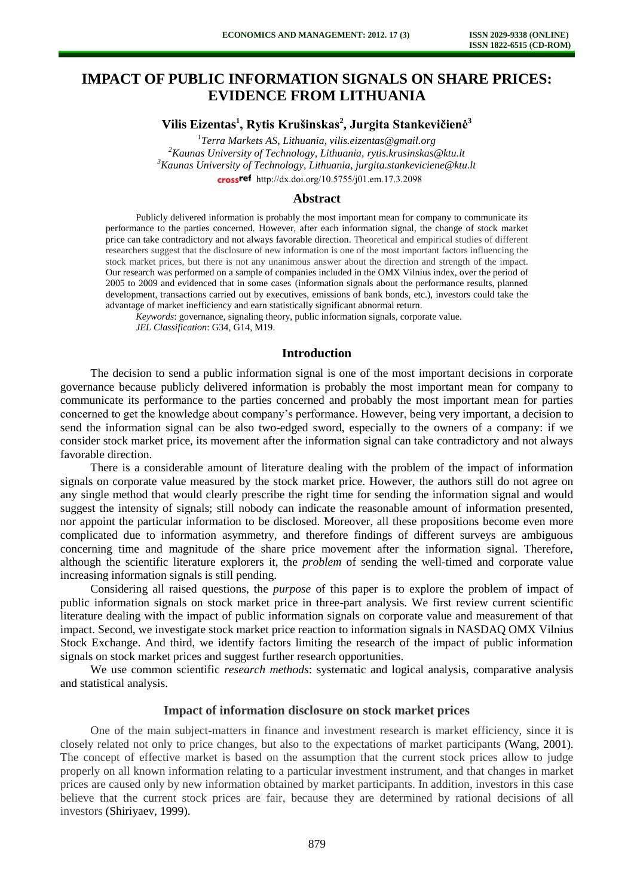# IMPACT OF PUBLIC INFORMATION SIGNALS ON SHARE PRICES: EVIDENCE FROM LITHUANIA

**Vilis Eizentas[1], Rytis Krušinskas[2], Jurgita Stankevičienė[3]**

[1]*Terra Markets AS, Lithuania, vilis.eizentas@gmail.org*
[2]*Kaunas University of Technology, Lithuania, rytis.krusinskas@ktu.lt*
[3]*Kaunas University of Technology, Lithuania, jurgita.stankeviciene@ktu.lt*
http://dx.doi.org/10.5755/j01.em.17.3.2098

## Abstract

Publicly delivered information is probably the most important mean for company to communicate its performance to the parties concerned. However, after each information signal, the change of stock market price can take contradictory and not always favorable direction. Theoretical and empirical studies of different researchers suggest that the disclosure of new information is one of the most important factors influencing the stock market prices, but there is not any unanimous answer about the direction and strength of the impact. Our research was performed on a sample of companies included in the OMX Vilnius index, over the period of 2005 to 2009 and evidenced that in some cases (information signals about the performance results, planned development, transactions carried out by executives, emissions of bank bonds, etc.), investors could take the advantage of market inefficiency and earn statistically significant abnormal return.

*Keywords*: governance, signaling theory, public information signals, corporate value.

*JEL Classification*: G34, G14, M19.

## Introduction

The decision to send a public information signal is one of the most important decisions in corporate governance because publicly delivered information is probably the most important mean for company to communicate its performance to the parties concerned and probably the most important mean for parties concerned to get the knowledge about company's performance. However, being very important, a decision to send the information signal can be also two-edged sword, especially to the owners of a company: if we consider stock market price, its movement after the information signal can take contradictory and not always favorable direction.

There is a considerable amount of literature dealing with the problem of the impact of information signals on corporate value measured by the stock market price. However, the authors still do not agree on any single method that would clearly prescribe the right time for sending the information signal and would suggest the intensity of signals; still nobody can indicate the reasonable amount of information presented, nor appoint the particular information to be disclosed. Moreover, all these propositions become even more complicated due to information asymmetry, and therefore findings of different surveys are ambiguous concerning time and magnitude of the share price movement after the information signal. Therefore, although the scientific literature explorers it, the *problem* of sending the well-timed and corporate value increasing information signals is still pending.

Considering all raised questions, the *purpose* of this paper is to explore the problem of impact of public information signals on stock market price in three-part analysis. We first review current scientific literature dealing with the impact of public information signals on corporate value and measurement of that impact. Second, we investigate stock market price reaction to information signals in NASDAQ OMX Vilnius Stock Exchange. And third, we identify factors limiting the research of the impact of public information signals on stock market prices and suggest further research opportunities.

We use common scientific *research methods*: systematic and logical analysis, comparative analysis and statistical analysis.

## Impact of information disclosure on stock market prices

One of the main subject-matters in finance and investment research is market efficiency, since it is closely related not only to price changes, but also to the expectations of market participants (Wang, 2001). The concept of effective market is based on the assumption that the current stock prices allow to judge properly on all known information relating to a particular investment instrument, and that changes in market prices are caused only by new information obtained by market participants. In addition, investors in this case believe that the current stock prices are fair, because they are determined by rational decisions of all investors (Shiriyaev, 1999).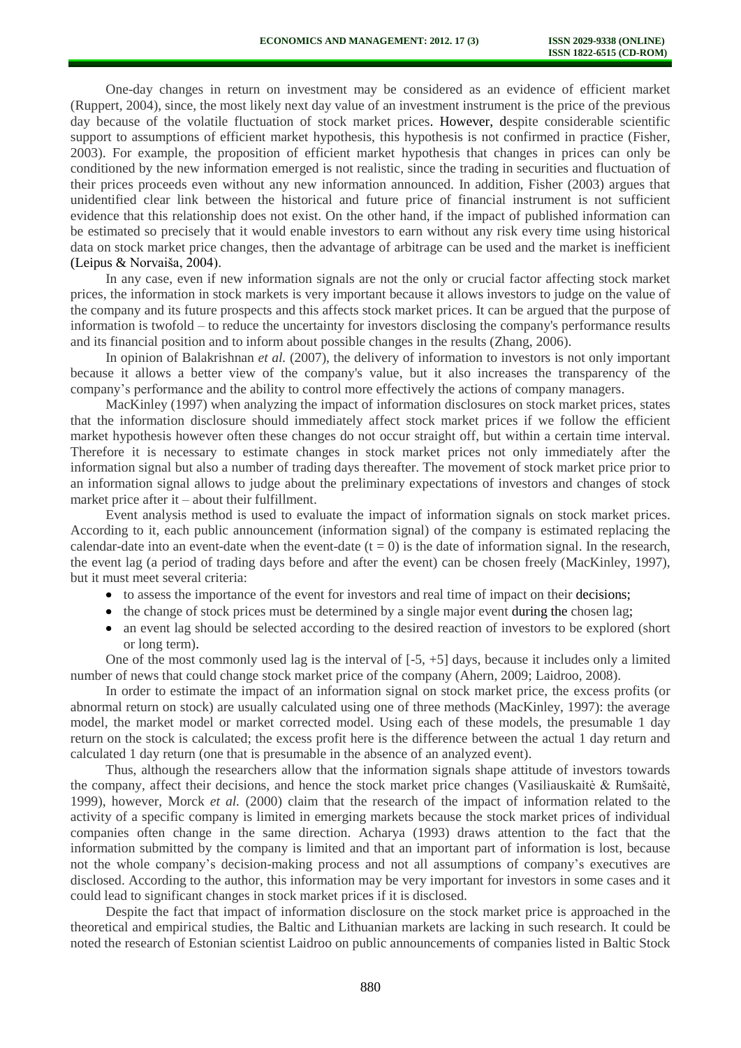One-day changes in return on investment may be considered as an evidence of efficient market (Ruppert, 2004), since, the most likely next day value of an investment instrument is the price of the previous day because of the volatile fluctuation of stock market prices. However, despite considerable scientific support to assumptions of efficient market hypothesis, this hypothesis is not confirmed in practice (Fisher, 2003). For example, the proposition of efficient market hypothesis that changes in prices can only be conditioned by the new information emerged is not realistic, since the trading in securities and fluctuation of their prices proceeds even without any new information announced. In addition, Fisher (2003) argues that unidentified clear link between the historical and future price of financial instrument is not sufficient evidence that this relationship does not exist. On the other hand, if the impact of published information can be estimated so precisely that it would enable investors to earn without any risk every time using historical data on stock market price changes, then the advantage of arbitrage can be used and the market is inefficient (Leipus & Norvaiša, 2004).

In any case, even if new information signals are not the only or crucial factor affecting stock market prices, the information in stock markets is very important because it allows investors to judge on the value of the company and its future prospects and this affects stock market prices. It can be argued that the purpose of information is twofold – to reduce the uncertainty for investors disclosing the company's performance results and its financial position and to inform about possible changes in the results (Zhang, 2006).

In opinion of Balakrishnan *et al.* (2007), the delivery of information to investors is not only important because it allows a better view of the company's value, but it also increases the transparency of the company's performance and the ability to control more effectively the actions of company managers.

MacKinley (1997) when analyzing the impact of information disclosures on stock market prices, states that the information disclosure should immediately affect stock market prices if we follow the efficient market hypothesis however often these changes do not occur straight off, but within a certain time interval. Therefore it is necessary to estimate changes in stock market prices not only immediately after the information signal but also a number of trading days thereafter. The movement of stock market price prior to an information signal allows to judge about the preliminary expectations of investors and changes of stock market price after it – about their fulfillment.

Event analysis method is used to evaluate the impact of information signals on stock market prices. According to it, each public announcement (information signal) of the company is estimated replacing the calendar-date into an event-date when the event-date ($t = 0$) is the date of information signal. In the research, the event lag (a period of trading days before and after the event) can be chosen freely (MacKinley, 1997), but it must meet several criteria:

- to assess the importance of the event for investors and real time of impact on their decisions;
- the change of stock prices must be determined by a single major event during the chosen lag;
- an event lag should be selected according to the desired reaction of investors to be explored (short or long term).

One of the most commonly used lag is the interval of [-5, +5] days, because it includes only a limited number of news that could change stock market price of the company (Ahern, 2009; Laidroo, 2008).

In order to estimate the impact of an information signal on stock market price, the excess profits (or abnormal return on stock) are usually calculated using one of three methods (MacKinley, 1997): the average model, the market model or market corrected model. Using each of these models, the presumable 1 day return on the stock is calculated; the excess profit here is the difference between the actual 1 day return and calculated 1 day return (one that is presumable in the absence of an analyzed event).

Thus, although the researchers allow that the information signals shape attitude of investors towards the company, affect their decisions, and hence the stock market price changes (Vasiliauskaitė & Rumšaitė, 1999), however, Morck *et al.* (2000) claim that the research of the impact of information related to the activity of a specific company is limited in emerging markets because the stock market prices of individual companies often change in the same direction. Acharya (1993) draws attention to the fact that the information submitted by the company is limited and that an important part of information is lost, because not the whole company's decision-making process and not all assumptions of company's executives are disclosed. According to the author, this information may be very important for investors in some cases and it could lead to significant changes in stock market prices if it is disclosed.

Despite the fact that impact of information disclosure on the stock market price is approached in the theoretical and empirical studies, the Baltic and Lithuanian markets are lacking in such research. It could be noted the research of Estonian scientist Laidroo on public announcements of companies listed in Baltic Stock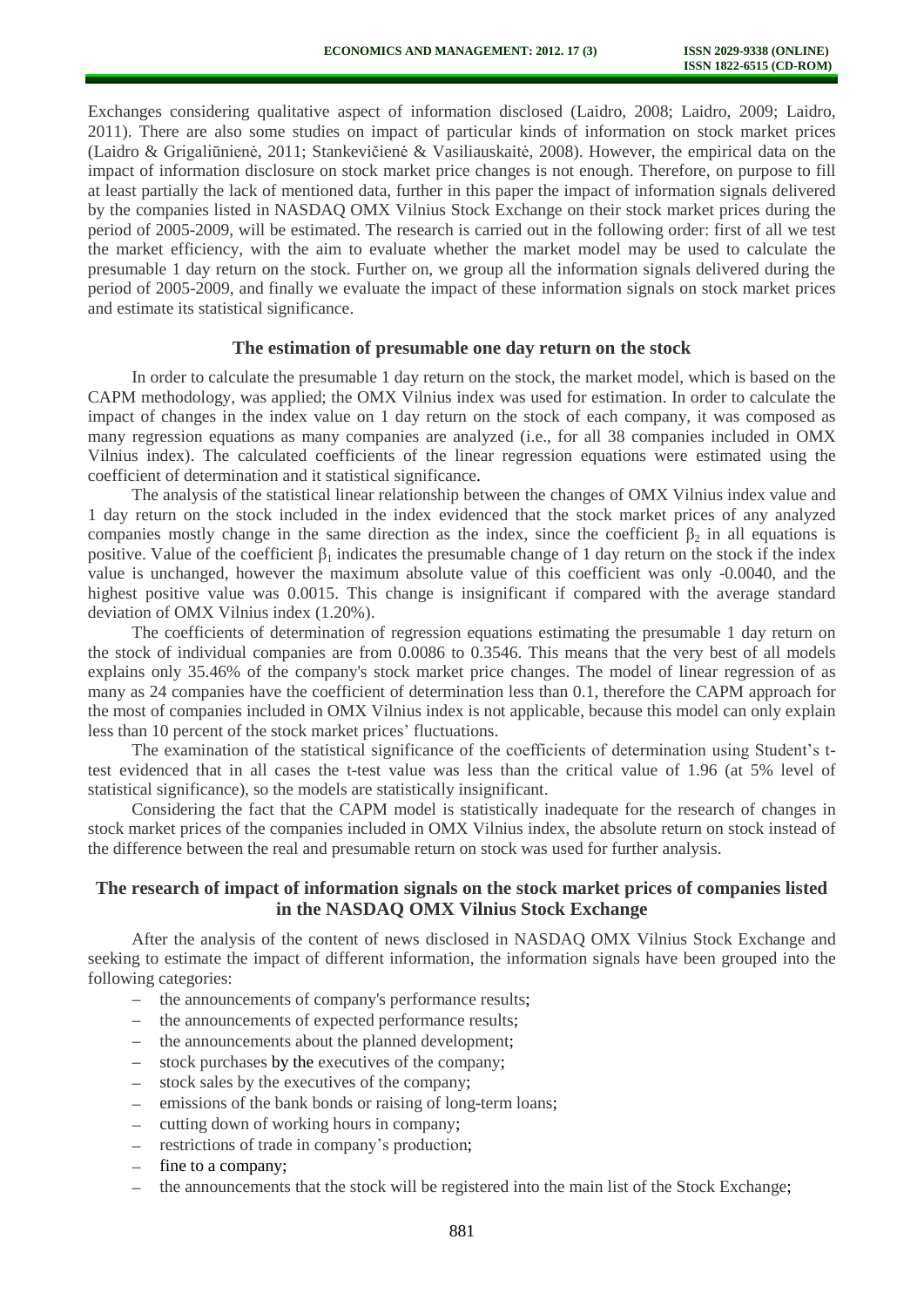Exchanges considering qualitative aspect of information disclosed (Laidro, 2008; Laidro, 2009; Laidro, 2011). There are also some studies on impact of particular kinds of information on stock market prices (Laidro & Grigaliūnienė, 2011; Stankevičienė & Vasiliauskaitė, 2008). However, the empirical data on the impact of information disclosure on stock market price changes is not enough. Therefore, on purpose to fill at least partially the lack of mentioned data, further in this paper the impact of information signals delivered by the companies listed in NASDAQ OMX Vilnius Stock Exchange on their stock market prices during the period of 2005-2009, will be estimated. The research is carried out in the following order: first of all we test the market efficiency, with the aim to evaluate whether the market model may be used to calculate the presumable 1 day return on the stock. Further on, we group all the information signals delivered during the period of 2005-2009, and finally we evaluate the impact of these information signals on stock market prices and estimate its statistical significance.

## The estimation of presumable one day return on the stock

In order to calculate the presumable 1 day return on the stock, the market model, which is based on the CAPM methodology, was applied; the OMX Vilnius index was used for estimation. In order to calculate the impact of changes in the index value on 1 day return on the stock of each company, it was composed as many regression equations as many companies are analyzed (i.e., for all 38 companies included in OMX Vilnius index). The calculated coefficients of the linear regression equations were estimated using the coefficient of determination and it statistical significance.

The analysis of the statistical linear relationship between the changes of OMX Vilnius index value and 1 day return on the stock included in the index evidenced that the stock market prices of any analyzed companies mostly change in the same direction as the index, since the coefficient $\beta_2$ in all equations is positive. Value of the coefficient $\beta_1$ indicates the presumable change of 1 day return on the stock if the index value is unchanged, however the maximum absolute value of this coefficient was only -0.0040, and the highest positive value was 0.0015. This change is insignificant if compared with the average standard deviation of OMX Vilnius index (1.20%).

The coefficients of determination of regression equations estimating the presumable 1 day return on the stock of individual companies are from 0.0086 to 0.3546. This means that the very best of all models explains only 35.46% of the company's stock market price changes. The model of linear regression of as many as 24 companies have the coefficient of determination less than 0.1, therefore the CAPM approach for the most of companies included in OMX Vilnius index is not applicable, because this model can only explain less than 10 percent of the stock market prices' fluctuations.

The examination of the statistical significance of the coefficients of determination using Student's t-test evidenced that in all cases the t-test value was less than the critical value of 1.96 (at 5% level of statistical significance), so the models are statistically insignificant.

Considering the fact that the CAPM model is statistically inadequate for the research of changes in stock market prices of the companies included in OMX Vilnius index, the absolute return on stock instead of the difference between the real and presumable return on stock was used for further analysis.

## The research of impact of information signals on the stock market prices of companies listed in the NASDAQ OMX Vilnius Stock Exchange

After the analysis of the content of news disclosed in NASDAQ OMX Vilnius Stock Exchange and seeking to estimate the impact of different information, the information signals have been grouped into the following categories:

- the announcements of company's performance results;
- the announcements of expected performance results;
- the announcements about the planned development;
- stock purchases by the executives of the company;
- stock sales by the executives of the company;
- emissions of the bank bonds or raising of long-term loans;
- cutting down of working hours in company;
- restrictions of trade in company's production;
- fine to a company;
- the announcements that the stock will be registered into the main list of the Stock Exchange;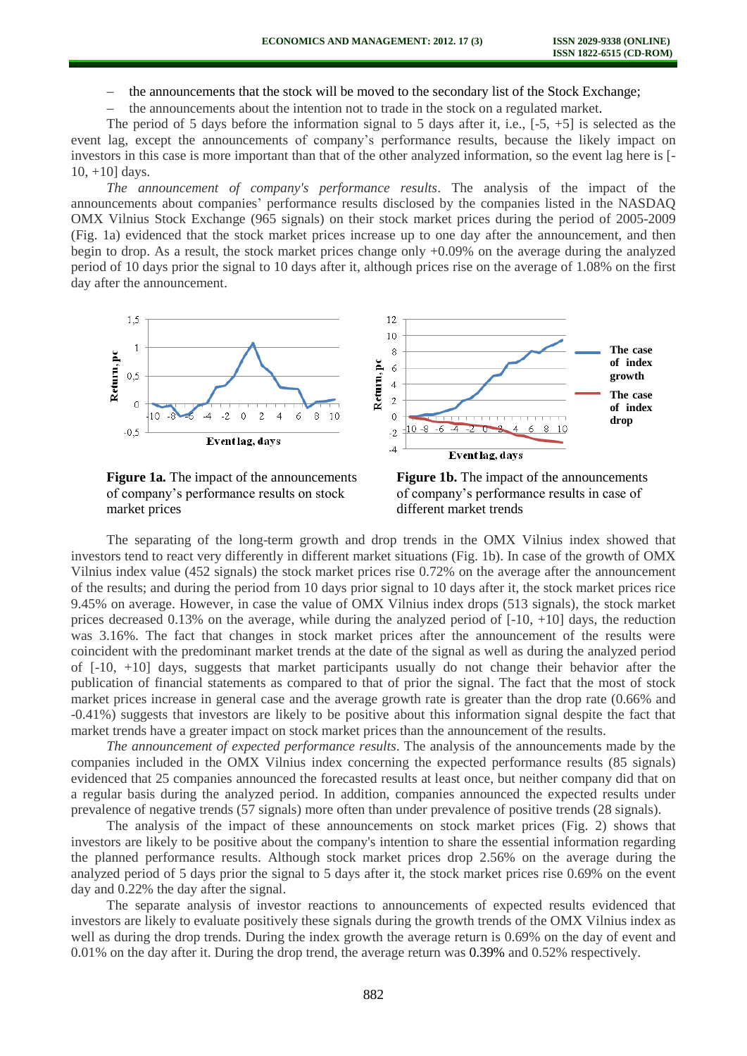- the announcements that the stock will be moved to the secondary list of the Stock Exchange;
- the announcements about the intention not to trade in the stock on a regulated market.

The period of 5 days before the information signal to 5 days after it, i.e., [-5, +5] is selected as the event lag, except the announcements of company's performance results, because the likely impact on investors in this case is more important than that of the other analyzed information, so the event lag here is [-10, +10] days.

*The announcement of company's performance results*. The analysis of the impact of the announcements about companies' performance results disclosed by the companies listed in the NASDAQ OMX Vilnius Stock Exchange (965 signals) on their stock market prices during the period of 2005-2009 (Fig. 1a) evidenced that the stock market prices increase up to one day after the announcement, and then begin to drop. As a result, the stock market prices change only +0.09% on the average during the analyzed period of 10 days prior the signal to 10 days after it, although prices rise on the average of 1.08% on the first day after the announcement.

**Figure 1a.** The impact of the announcements of company's performance results on stock market prices

**Figure 1b.** The impact of the announcements of company's performance results in case of different market trends

The separating of the long-term growth and drop trends in the OMX Vilnius index showed that investors tend to react very differently in different market situations (Fig. 1b). In case of the growth of OMX Vilnius index value (452 signals) the stock market prices rise 0.72% on the average after the announcement of the results; and during the period from 10 days prior signal to 10 days after it, the stock market prices rice 9.45% on average. However, in case the value of OMX Vilnius index drops (513 signals), the stock market prices decreased 0.13% on the average, while during the analyzed period of [-10, +10] days, the reduction was 3.16%. The fact that changes in stock market prices after the announcement of the results were coincident with the predominant market trends at the date of the signal as well as during the analyzed period of [-10, +10] days, suggests that market participants usually do not change their behavior after the publication of financial statements as compared to that of prior the signal. The fact that the most of stock market prices increase in general case and the average growth rate is greater than the drop rate (0.66% and -0.41%) suggests that investors are likely to be positive about this information signal despite the fact that market trends have a greater impact on stock market prices than the announcement of the results.

*The announcement of expected performance results*. The analysis of the announcements made by the companies included in the OMX Vilnius index concerning the expected performance results (85 signals) evidenced that 25 companies announced the forecasted results at least once, but neither company did that on a regular basis during the analyzed period. In addition, companies announced the expected results under prevalence of negative trends (57 signals) more often than under prevalence of positive trends (28 signals).

The analysis of the impact of these announcements on stock market prices (Fig. 2) shows that investors are likely to be positive about the company's intention to share the essential information regarding the planned performance results. Although stock market prices drop 2.56% on the average during the analyzed period of 5 days prior the signal to 5 days after it, the stock market prices rise 0.69% on the event day and 0.22% the day after the signal.

The separate analysis of investor reactions to announcements of expected results evidenced that investors are likely to evaluate positively these signals during the growth trends of the OMX Vilnius index as well as during the drop trends. During the index growth the average return is 0.69% on the day of event and 0.01% on the day after it. During the drop trend, the average return was 0.39% and 0.52% respectively.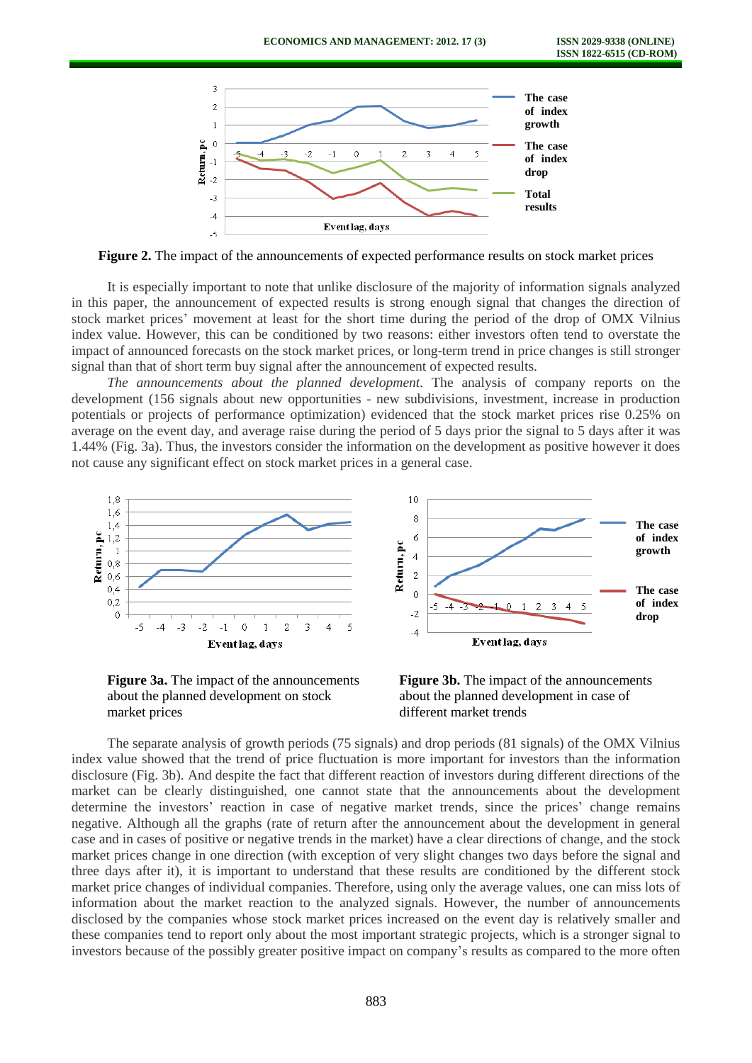**Figure 2.** The impact of the announcements of expected performance results on stock market prices

It is especially important to note that unlike disclosure of the majority of information signals analyzed in this paper, the announcement of expected results is strong enough signal that changes the direction of stock market prices' movement at least for the short time during the period of the drop of OMX Vilnius index value. However, this can be conditioned by two reasons: either investors often tend to overstate the impact of announced forecasts on the stock market prices, or long-term trend in price changes is still stronger signal than that of short term buy signal after the announcement of expected results.

*The announcements about the planned development.* The analysis of company reports on the development (156 signals about new opportunities - new subdivisions, investment, increase in production potentials or projects of performance optimization) evidenced that the stock market prices rise 0.25% on average on the event day, and average raise during the period of 5 days prior the signal to 5 days after it was 1.44% (Fig. 3a). Thus, the investors consider the information on the development as positive however it does not cause any significant effect on stock market prices in a general case.

**Figure 3a.** The impact of the announcements about the planned development on stock market prices

**Figure 3b.** The impact of the announcements about the planned development in case of different market trends

The separate analysis of growth periods (75 signals) and drop periods (81 signals) of the OMX Vilnius index value showed that the trend of price fluctuation is more important for investors than the information disclosure (Fig. 3b). And despite the fact that different reaction of investors during different directions of the market can be clearly distinguished, one cannot state that the announcements about the development determine the investors' reaction in case of negative market trends, since the prices' change remains negative. Although all the graphs (rate of return after the announcement about the development in general case and in cases of positive or negative trends in the market) have a clear directions of change, and the stock market prices change in one direction (with exception of very slight changes two days before the signal and three days after it), it is important to understand that these results are conditioned by the different stock market price changes of individual companies. Therefore, using only the average values, one can miss lots of information about the market reaction to the analyzed signals. However, the number of announcements disclosed by the companies whose stock market prices increased on the event day is relatively smaller and these companies tend to report only about the most important strategic projects, which is a stronger signal to investors because of the possibly greater positive impact on company's results as compared to the more often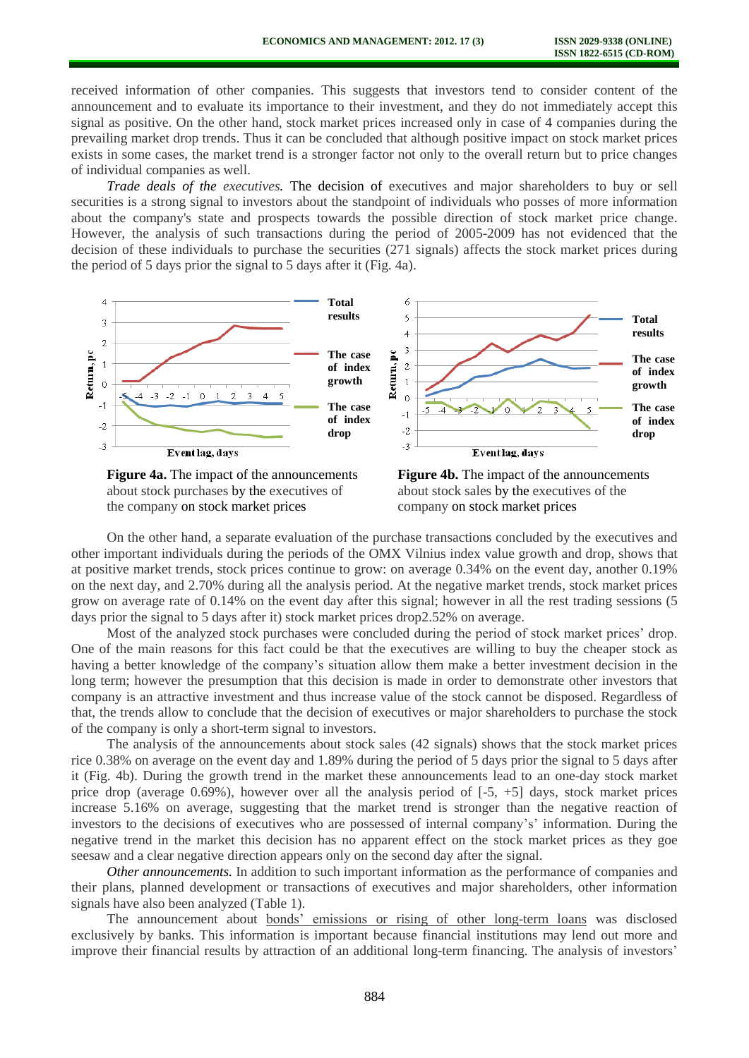received information of other companies. This suggests that investors tend to consider content of the announcement and to evaluate its importance to their investment, and they do not immediately accept this signal as positive. On the other hand, stock market prices increased only in case of 4 companies during the prevailing market drop trends. Thus it can be concluded that although positive impact on stock market prices exists in some cases, the market trend is a stronger factor not only to the overall return but to price changes of individual companies as well.

*Trade deals of the executives.* The decision of executives and major shareholders to buy or sell securities is a strong signal to investors about the standpoint of individuals who posses of more information about the company's state and prospects towards the possible direction of stock market price change. However, the analysis of such transactions during the period of 2005-2009 has not evidenced that the decision of these individuals to purchase the securities (271 signals) affects the stock market prices during the period of 5 days prior the signal to 5 days after it (Fig. 4a).

**Figure 4a.** The impact of the announcements about stock purchases by the executives of the company on stock market prices

**Figure 4b.** The impact of the announcements about stock sales by the executives of the company on stock market prices

On the other hand, a separate evaluation of the purchase transactions concluded by the executives and other important individuals during the periods of the OMX Vilnius index value growth and drop, shows that at positive market trends, stock prices continue to grow: on average 0.34% on the event day, another 0.19% on the next day, and 2.70% during all the analysis period. At the negative market trends, stock market prices grow on average rate of 0.14% on the event day after this signal; however in all the rest trading sessions (5 days prior the signal to 5 days after it) stock market prices drop2.52% on average.

Most of the analyzed stock purchases were concluded during the period of stock market prices' drop. One of the main reasons for this fact could be that the executives are willing to buy the cheaper stock as having a better knowledge of the company's situation allow them make a better investment decision in the long term; however the presumption that this decision is made in order to demonstrate other investors that company is an attractive investment and thus increase value of the stock cannot be disposed. Regardless of that, the trends allow to conclude that the decision of executives or major shareholders to purchase the stock of the company is only a short-term signal to investors.

The analysis of the announcements about stock sales (42 signals) shows that the stock market prices rice 0.38% on average on the event day and 1.89% during the period of 5 days prior the signal to 5 days after it (Fig. 4b). During the growth trend in the market these announcements lead to an one-day stock market price drop (average 0.69%), however over all the analysis period of [-5, +5] days, stock market prices increase 5.16% on average, suggesting that the market trend is stronger than the negative reaction of investors to the decisions of executives who are possessed of internal company's' information. During the negative trend in the market this decision has no apparent effect on the stock market prices as they goe seesaw and a clear negative direction appears only on the second day after the signal.

*Other announcements.* In addition to such important information as the performance of companies and their plans, planned development or transactions of executives and major shareholders, other information signals have also been analyzed (Table 1).

The announcement about bonds' emissions or rising of other long-term loans was disclosed exclusively by banks. This information is important because financial institutions may lend out more and improve their financial results by attraction of an additional long-term financing. The analysis of investors'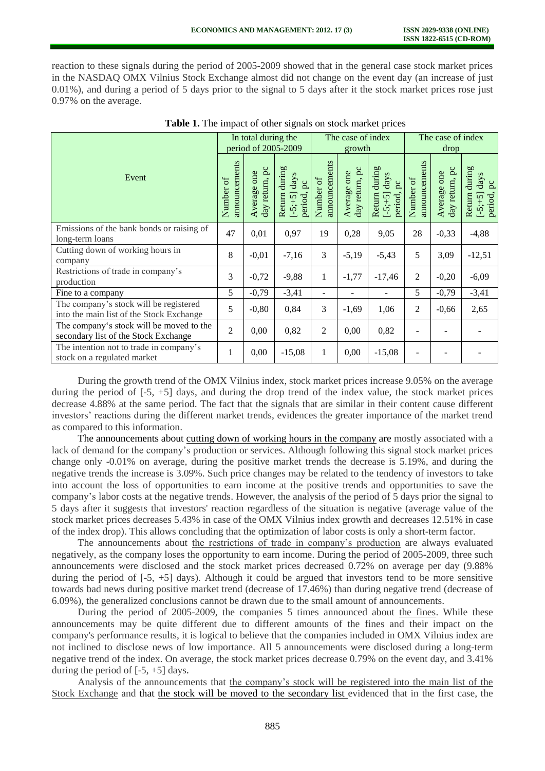reaction to these signals during the period of 2005-2009 showed that in the general case stock market prices in the NASDAQ OMX Vilnius Stock Exchange almost did not change on the event day (an increase of just 0.01%), and during a period of 5 days prior to the signal to 5 days after it the stock market prices rose just 0.97% on the average.

**Table 1.** The impact of other signals on stock market prices

| Event | In total during the period of 2005-2009 | | | The case of index growth | | | The case of index drop | | |
|---|---|---|---|---|---|---|---|---|---|
| | Number of announcements | Average one day return, pc | Return during [-5;+5] days period, pc | Number of announcements | Average one day return, pc | Return during [-5;+5] days period, pc | Number of announcements | Average one day return, pc | Return during [-5;+5] days period, pc |
| Emissions of the bank bonds or raising of long-term loans | 47 | 0,01 | 0,97 | 19 | 0,28 | 9,05 | 28 | -0,33 | -4,88 |
| Cutting down of working hours in company | 8 | -0,01 | -7,16 | 3 | -5,19 | -5,43 | 5 | 3,09 | -12,51 |
| Restrictions of trade in company's production | 3 | -0,72 | -9,88 | 1 | -1,77 | -17,46 | 2 | -0,20 | -6,09 |
| Fine to a company | 5 | -0,79 | -3,41 | - | - | - | 5 | -0,79 | -3,41 |
| The company's stock will be registered into the main list of the Stock Exchange | 5 | -0,80 | 0,84 | 3 | -1,69 | 1,06 | 2 | -0,66 | 2,65 |
| The company's stock will be moved to the secondary list of the Stock Exchange | 2 | 0,00 | 0,82 | 2 | 0,00 | 0,82 | - | - | - |
| The intention not to trade in company's stock on a regulated market | 1 | 0,00 | -15,08 | 1 | 0,00 | -15,08 | - | - | - |

During the growth trend of the OMX Vilnius index, stock market prices increase 9.05% on the average during the period of [-5, +5] days, and during the drop trend of the index value, the stock market prices decrease 4.88% at the same period. The fact that the signals that are similar in their content cause different investors' reactions during the different market trends, evidences the greater importance of the market trend as compared to this information.

The announcements about cutting down of working hours in the company are mostly associated with a lack of demand for the company's production or services. Although following this signal stock market prices change only -0.01% on average, during the positive market trends the decrease is 5.19%, and during the negative trends the increase is 3.09%. Such price changes may be related to the tendency of investors to take into account the loss of opportunities to earn income at the positive trends and opportunities to save the company's labor costs at the negative trends. However, the analysis of the period of 5 days prior the signal to 5 days after it suggests that investors' reaction regardless of the situation is negative (average value of the stock market prices decreases 5.43% in case of the OMX Vilnius index growth and decreases 12.51% in case of the index drop). This allows concluding that the optimization of labor costs is only a short-term factor.

The announcements about the restrictions of trade in company's production are always evaluated negatively, as the company loses the opportunity to earn income. During the period of 2005-2009, three such announcements were disclosed and the stock market prices decreased 0.72% on average per day (9.88% during the period of [-5, +5] days). Although it could be argued that investors tend to be more sensitive towards bad news during positive market trend (decrease of 17.46%) than during negative trend (decrease of 6.09%), the generalized conclusions cannot be drawn due to the small amount of announcements.

During the period of 2005-2009, the companies 5 times announced about the fines. While these announcements may be quite different due to different amounts of the fines and their impact on the company's performance results, it is logical to believe that the companies included in OMX Vilnius index are not inclined to disclose news of low importance. All 5 announcements were disclosed during a long-term negative trend of the index. On average, the stock market prices decrease 0.79% on the event day, and 3.41% during the period of [-5, +5] days.

Analysis of the announcements that the company's stock will be registered into the main list of the Stock Exchange and that the stock will be moved to the secondary list evidenced that in the first case, the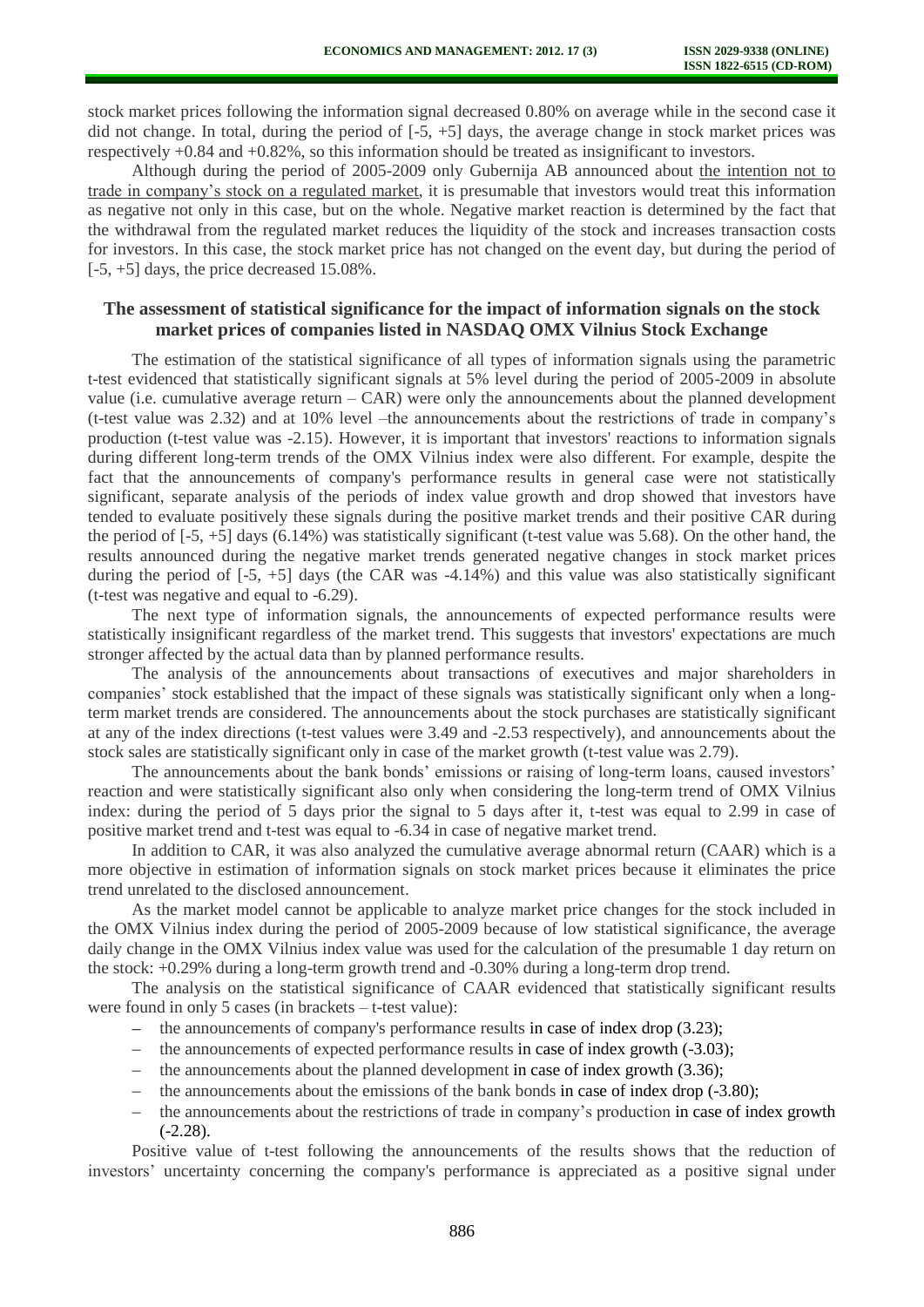stock market prices following the information signal decreased 0.80% on average while in the second case it did not change. In total, during the period of [-5, +5] days, the average change in stock market prices was respectively +0.84 and +0.82%, so this information should be treated as insignificant to investors.

Although during the period of 2005-2009 only Gubernija AB announced about the intention not to trade in company's stock on a regulated market, it is presumable that investors would treat this information as negative not only in this case, but on the whole. Negative market reaction is determined by the fact that the withdrawal from the regulated market reduces the liquidity of the stock and increases transaction costs for investors. In this case, the stock market price has not changed on the event day, but during the period of [-5, +5] days, the price decreased 15.08%.

## The assessment of statistical significance for the impact of information signals on the stock market prices of companies listed in NASDAQ OMX Vilnius Stock Exchange

The estimation of the statistical significance of all types of information signals using the parametric t-test evidenced that statistically significant signals at 5% level during the period of 2005-2009 in absolute value (i.e. cumulative average return – CAR) were only the announcements about the planned development (t-test value was 2.32) and at 10% level –the announcements about the restrictions of trade in company's production (t-test value was -2.15). However, it is important that investors' reactions to information signals during different long-term trends of the OMX Vilnius index were also different. For example, despite the fact that the announcements of company's performance results in general case were not statistically significant, separate analysis of the periods of index value growth and drop showed that investors have tended to evaluate positively these signals during the positive market trends and their positive CAR during the period of [-5, +5] days (6.14%) was statistically significant (t-test value was 5.68). On the other hand, the results announced during the negative market trends generated negative changes in stock market prices during the period of [-5, +5] days (the CAR was -4.14%) and this value was also statistically significant (t-test was negative and equal to -6.29).

The next type of information signals, the announcements of expected performance results were statistically insignificant regardless of the market trend. This suggests that investors' expectations are much stronger affected by the actual data than by planned performance results.

The analysis of the announcements about transactions of executives and major shareholders in companies' stock established that the impact of these signals was statistically significant only when a long-term market trends are considered. The announcements about the stock purchases are statistically significant at any of the index directions (t-test values were 3.49 and -2.53 respectively), and announcements about the stock sales are statistically significant only in case of the market growth (t-test value was 2.79).

The announcements about the bank bonds' emissions or raising of long-term loans, caused investors' reaction and were statistically significant also only when considering the long-term trend of OMX Vilnius index: during the period of 5 days prior the signal to 5 days after it, t-test was equal to 2.99 in case of positive market trend and t-test was equal to -6.34 in case of negative market trend.

In addition to CAR, it was also analyzed the cumulative average abnormal return (CAAR) which is a more objective in estimation of information signals on stock market prices because it eliminates the price trend unrelated to the disclosed announcement.

As the market model cannot be applicable to analyze market price changes for the stock included in the OMX Vilnius index during the period of 2005-2009 because of low statistical significance, the average daily change in the OMX Vilnius index value was used for the calculation of the presumable 1 day return on the stock: +0.29% during a long-term growth trend and -0.30% during a long-term drop trend.

The analysis on the statistical significance of CAAR evidenced that statistically significant results were found in only 5 cases (in brackets – t-test value):

- the announcements of company's performance results in case of index drop (3.23);
- the announcements of expected performance results in case of index growth (-3.03);
- the announcements about the planned development in case of index growth (3.36);
- the announcements about the emissions of the bank bonds in case of index drop (-3.80);
- the announcements about the restrictions of trade in company's production in case of index growth (-2.28).

Positive value of t-test following the announcements of the results shows that the reduction of investors' uncertainty concerning the company's performance is appreciated as a positive signal under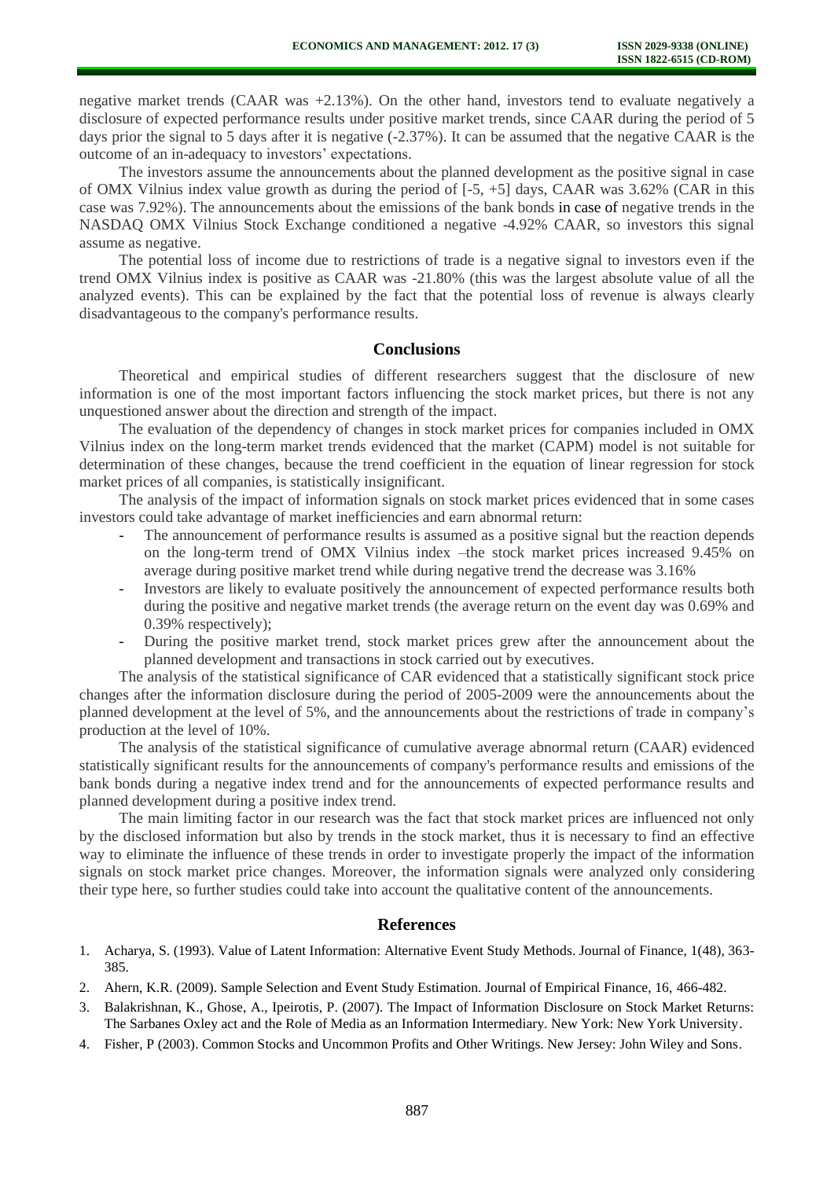negative market trends (CAAR was +2.13%). On the other hand, investors tend to evaluate negatively a disclosure of expected performance results under positive market trends, since CAAR during the period of 5 days prior the signal to 5 days after it is negative (-2.37%). It can be assumed that the negative CAAR is the outcome of an in-adequacy to investors' expectations.

The investors assume the announcements about the planned development as the positive signal in case of OMX Vilnius index value growth as during the period of [-5, +5] days, CAAR was 3.62% (CAR in this case was 7.92%). The announcements about the emissions of the bank bonds in case of negative trends in the NASDAQ OMX Vilnius Stock Exchange conditioned a negative -4.92% CAAR, so investors this signal assume as negative.

The potential loss of income due to restrictions of trade is a negative signal to investors even if the trend OMX Vilnius index is positive as CAAR was -21.80% (this was the largest absolute value of all the analyzed events). This can be explained by the fact that the potential loss of revenue is always clearly disadvantageous to the company's performance results.

## Conclusions

Theoretical and empirical studies of different researchers suggest that the disclosure of new information is one of the most important factors influencing the stock market prices, but there is not any unquestioned answer about the direction and strength of the impact.

The evaluation of the dependency of changes in stock market prices for companies included in OMX Vilnius index on the long-term market trends evidenced that the market (CAPM) model is not suitable for determination of these changes, because the trend coefficient in the equation of linear regression for stock market prices of all companies, is statistically insignificant.

The analysis of the impact of information signals on stock market prices evidenced that in some cases investors could take advantage of market inefficiencies and earn abnormal return:

- The announcement of performance results is assumed as a positive signal but the reaction depends on the long-term trend of OMX Vilnius index –the stock market prices increased 9.45% on average during positive market trend while during negative trend the decrease was 3.16%
- Investors are likely to evaluate positively the announcement of expected performance results both during the positive and negative market trends (the average return on the event day was 0.69% and 0.39% respectively);
- During the positive market trend, stock market prices grew after the announcement about the planned development and transactions in stock carried out by executives.

The analysis of the statistical significance of CAR evidenced that a statistically significant stock price changes after the information disclosure during the period of 2005-2009 were the announcements about the planned development at the level of 5%, and the announcements about the restrictions of trade in company's production at the level of 10%.

The analysis of the statistical significance of cumulative average abnormal return (CAAR) evidenced statistically significant results for the announcements of company's performance results and emissions of the bank bonds during a negative index trend and for the announcements of expected performance results and planned development during a positive index trend.

The main limiting factor in our research was the fact that stock market prices are influenced not only by the disclosed information but also by trends in the stock market, thus it is necessary to find an effective way to eliminate the influence of these trends in order to investigate properly the impact of the information signals on stock market price changes. Moreover, the information signals were analyzed only considering their type here, so further studies could take into account the qualitative content of the announcements.

## References

1. Acharya, S. (1993). Value of Latent Information: Alternative Event Study Methods. Journal of Finance, 1(48), 363-385.
2. Ahern, K.R. (2009). Sample Selection and Event Study Estimation. Journal of Empirical Finance, 16, 466-482.
3. Balakrishnan, K., Ghose, A., Ipeirotis, P. (2007). The Impact of Information Disclosure on Stock Market Returns: The Sarbanes Oxley act and the Role of Media as an Information Intermediary. New York: New York University.
4. Fisher, P (2003). Common Stocks and Uncommon Profits and Other Writings. New Jersey: John Wiley and Sons.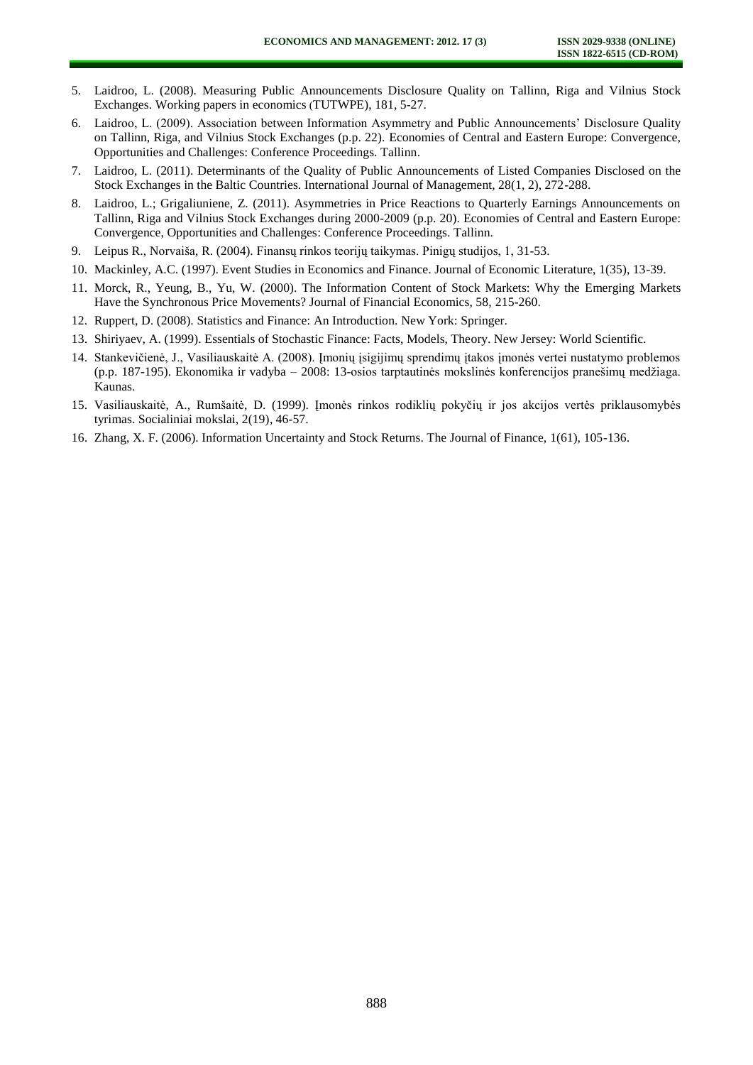5. Laidroo, L. (2008). Measuring Public Announcements Disclosure Quality on Tallinn, Riga and Vilnius Stock Exchanges. Working papers in economics (TUTWPE), 181, 5-27.
6. Laidroo, L. (2009). Association between Information Asymmetry and Public Announcements' Disclosure Quality on Tallinn, Riga, and Vilnius Stock Exchanges (p.p. 22). Economies of Central and Eastern Europe: Convergence, Opportunities and Challenges: Conference Proceedings. Tallinn.
7. Laidroo, L. (2011). Determinants of the Quality of Public Announcements of Listed Companies Disclosed on the Stock Exchanges in the Baltic Countries. International Journal of Management, 28(1, 2), 272-288.
8. Laidroo, L.; Grigaliuniene, Z. (2011). Asymmetries in Price Reactions to Quarterly Earnings Announcements on Tallinn, Riga and Vilnius Stock Exchanges during 2000-2009 (p.p. 20). Economies of Central and Eastern Europe: Convergence, Opportunities and Challenges: Conference Proceedings. Tallinn.
9. Leipus R., Norvaiša, R. (2004). Finansų rinkos teorijų taikymas. Pinigų studijos, 1, 31-53.
10. Mackinley, A.C. (1997). Event Studies in Economics and Finance. Journal of Economic Literature, 1(35), 13-39.
11. Morck, R., Yeung, B., Yu, W. (2000). The Information Content of Stock Markets: Why the Emerging Markets Have the Synchronous Price Movements? Journal of Financial Economics, 58, 215-260.
12. Ruppert, D. (2008). Statistics and Finance: An Introduction. New York: Springer.
13. Shiriyaev, A. (1999). Essentials of Stochastic Finance: Facts, Models, Theory. New Jersey: World Scientific.
14. Stankevičienė, J., Vasiliauskaitė A. (2008). Įmonių įsigijimų sprendimų įtakos įmonės vertei nustatymo problemos (p.p. 187-195). Ekonomika ir vadyba – 2008: 13-osios tarptautinės mokslinės konferencijos pranešimų medžiaga. Kaunas.
15. Vasiliauskaitė, A., Rumšaitė, D. (1999). Įmonės rinkos rodiklių pokyčių ir jos akcijos vertės priklausomybės tyrimas. Socialiniai mokslai, 2(19), 46-57.
16. Zhang, X. F. (2006). Information Uncertainty and Stock Returns. The Journal of Finance, 1(61), 105-136.